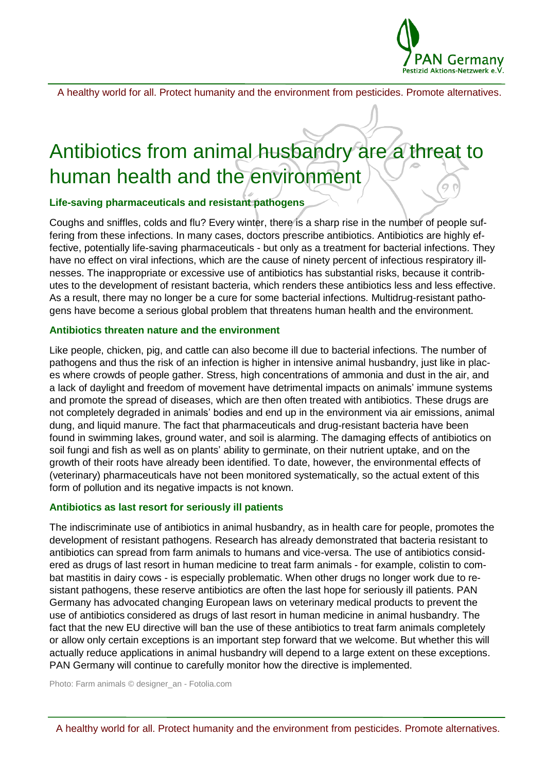# Antibiotics from animal husbandry are a threat to human health and the environment

### Life-saving pharmaceuticals and resistant pathogens

Coughs and sniffles, colds and flu? Every winter, there is a sharp rise in the number of people suffering from these infections. In many cases, doctors prescribe antibiotics. Antibiotics are highly effective, potentially life-saving pharmaceuticals - but only as a treatment for bacterial infections. They have no effect on viral infections, which are the cause of ninety percent of infectious respiratory illnesses. The inappropriate or excessive use of antibiotics has substantial risks, because it contributes to the development of resistant bacteria, which renders these antibiotics less and less effective. As a result, there may no longer be a cure for some bacterial infections. Multidrug-resistant pathogens have become a serious global problem that threatens human health and the environment.

### Antibiotics threaten nature and the environment

Like people, chicken, pig, and cattle can also become ill due to bacterial infections. The number of pathogens and thus the risk of an infection is higher in intensive animal husbandry, just like in places where crowds of people gather. Stress, high concentrations of ammonia and dust in the air, and a lack of daylight and freedom of movement have detrimental impacts on animals' immune systems and promote the spread of diseases, which are then often treated with antibiotics. These drugs are not completely degraded in animals' bodies and end up in the environment via air emissions, animal dung, and liquid manure. The fact that pharmaceuticals and drug-resistant bacteria have been found in swimming lakes, ground water, and soil is alarming. The damaging effects of antibiotics on soil fungi and fish as well as on plants' ability to germinate, on their nutrient uptake, and on the growth of their roots have already been identified. To date, however, the environmental effects of (veterinary) pharmaceuticals have not been monitored systematically, so the actual extent of this form of pollution and its negative impacts is not known.

### Antibiotics as last resort for seriously ill patients

The indiscriminate use of antibiotics in animal husbandry, as in health care for people, promotes the development of resistant pathogens. Research has already demonstrated that bacteria resistant to antibiotics can spread from farm animals to humans and vice-versa. The use of antibiotics considered as drugs of last resort in human medicine to treat farm animals - for example, colistin to combat mastitis in dairy cows - is especially problematic. When other drugs no longer work due to resistant pathogens, these reserve antibiotics are often the last hope for seriously ill patients. PAN Germany has advocated changing European laws on veterinary medical products to prevent the use of antibiotics considered as drugs of last resort in human medicine in animal husbandry. The fact that the new EU directive will ban the use of these antibiotics to treat farm animals completely or allow only certain exceptions is an important step forward that we welcome. But whether this will actually reduce applications in animal husbandry will depend to a large extent on these exceptions. PAN Germany will continue to carefully monitor how the directive is implemented.

Photo: Farm animals © designer_an - Fotolia.com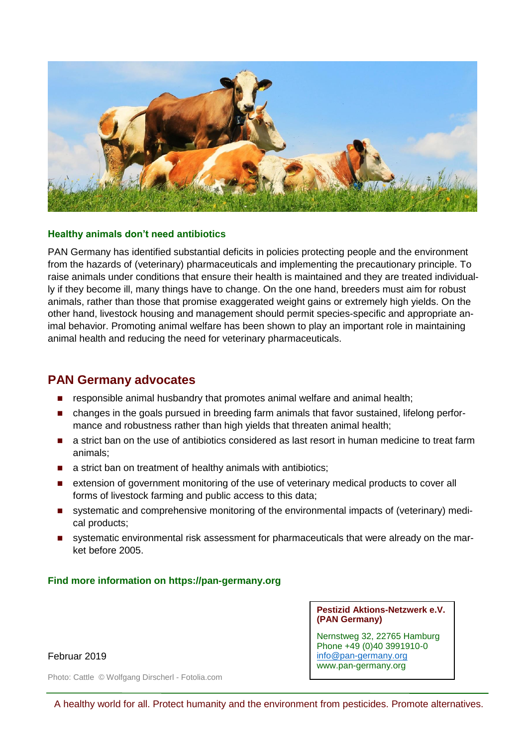### Healthy animals don't need antibiotics

PAN Germany has identified substantial deficits in policies protecting people and the environment from the hazards of (veterinary) pharmaceuticals and implementing the precautionary principle. To raise animals under conditions that ensure their health is maintained and they are treated individually if they become ill, many things have to change. On the one hand, breeders must aim for robust animals, rather than those that promise exaggerated weight gains or extremely high yields. On the other hand, livestock housing and management should permit species-specific and appropriate animal behavior. Promoting animal welfare has been shown to play an important role in maintaining animal health and reducing the need for veterinary pharmaceuticals.

## PAN Germany advocates

- responsible animal husbandry that promotes animal welfare and animal health;
- changes in the goals pursued in breeding farm animals that favor sustained, lifelong performance and robustness rather than high yields that threaten animal health;
- a strict ban on the use of antibiotics considered as last resort in human medicine to treat farm animals;
- a strict ban on treatment of healthy animals with antibiotics;
- extension of government monitoring of the use of veterinary medical products to cover all forms of livestock farming and public access to this data;
- systematic and comprehensive monitoring of the environmental impacts of (veterinary) medical products;
- systematic environmental risk assessment for pharmaceuticals that were already on the market before 2005.

**Find more information on https://pan-germany.org**

**Pestizid Aktions-Netzwerk e.V. (PAN Germany)**

Nernstweg 32, 22765 Hamburg
Phone +49 (0)40 3991910-0
info@pan-germany.org
www.pan-germany.org

Februar 2019

Photo: Cattle © Wolfgang Dirscherl - Fotolia.com

A healthy world for all. Protect humanity and the environment from pesticides. Promote alternatives.